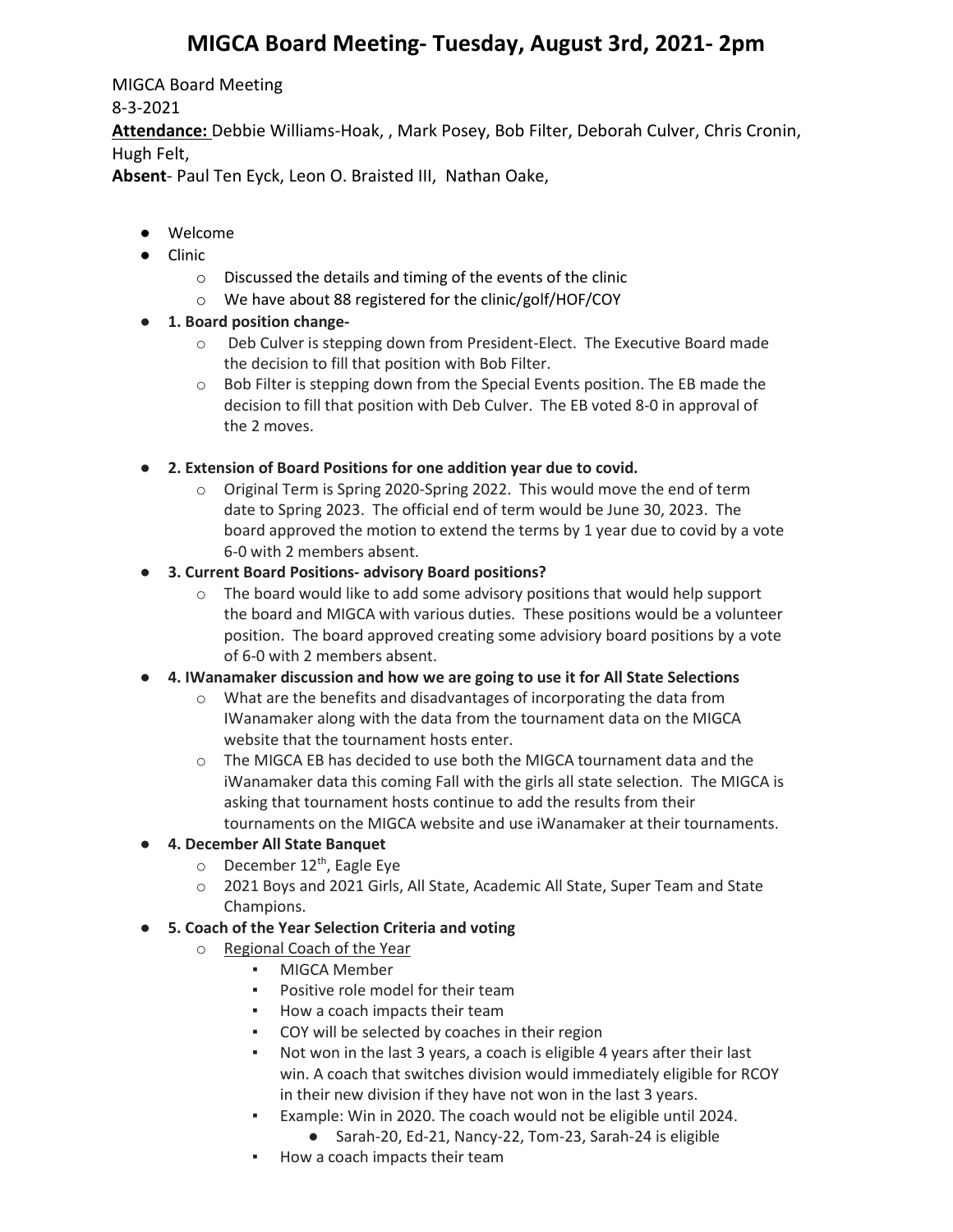# MIGCA Board Meeting- Tuesday, August 3rd, 2021- 2pm

MIGCA Board Meeting

8-3-2021

**Attendance:** Debbie Williams-Hoak, , Mark Posey, Bob Filter, Deborah Culver, Chris Cronin, Hugh Felt,

**Absent**- Paul Ten Eyck, Leon O. Braisted III, Nathan Oake,

- Welcome
- Clinic
  - Discussed the details and timing of the events of the clinic
  - We have about 88 registered for the clinic/golf/HOF/COY
- **1. Board position change-**
  - Deb Culver is stepping down from President-Elect. The Executive Board made the decision to fill that position with Bob Filter.
  - Bob Filter is stepping down from the Special Events position. The EB made the decision to fill that position with Deb Culver. The EB voted 8-0 in approval of the 2 moves.
- **2. Extension of Board Positions for one addition year due to covid.**
  - Original Term is Spring 2020-Spring 2022. This would move the end of term date to Spring 2023. The official end of term would be June 30, 2023. The board approved the motion to extend the terms by 1 year due to covid by a vote 6-0 with 2 members absent.
- **3. Current Board Positions- advisory Board positions?**
  - The board would like to add some advisory positions that would help support the board and MIGCA with various duties. These positions would be a volunteer position. The board approved creating some advisiory board positions by a vote of 6-0 with 2 members absent.
- **4. IWanamaker discussion and how we are going to use it for All State Selections**
  - What are the benefits and disadvantages of incorporating the data from IWanamaker along with the data from the tournament data on the MIGCA website that the tournament hosts enter.
  - The MIGCA EB has decided to use both the MIGCA tournament data and the iWanamaker data this coming Fall with the girls all state selection. The MIGCA is asking that tournament hosts continue to add the results from their tournaments on the MIGCA website and use iWanamaker at their tournaments.
- **4. December All State Banquet**
  - December 12th, Eagle Eye
  - 2021 Boys and 2021 Girls, All State, Academic All State, Super Team and State Champions.
- **5. Coach of the Year Selection Criteria and voting**
  - Regional Coach of the Year
    - MIGCA Member
    - Positive role model for their team
    - How a coach impacts their team
    - COY will be selected by coaches in their region
    - Not won in the last 3 years, a coach is eligible 4 years after their last win. A coach that switches division would immediately eligible for RCOY in their new division if they have not won in the last 3 years.
    - Example: Win in 2020. The coach would not be eligible until 2024.
      - Sarah-20, Ed-21, Nancy-22, Tom-23, Sarah-24 is eligible
    - How a coach impacts their team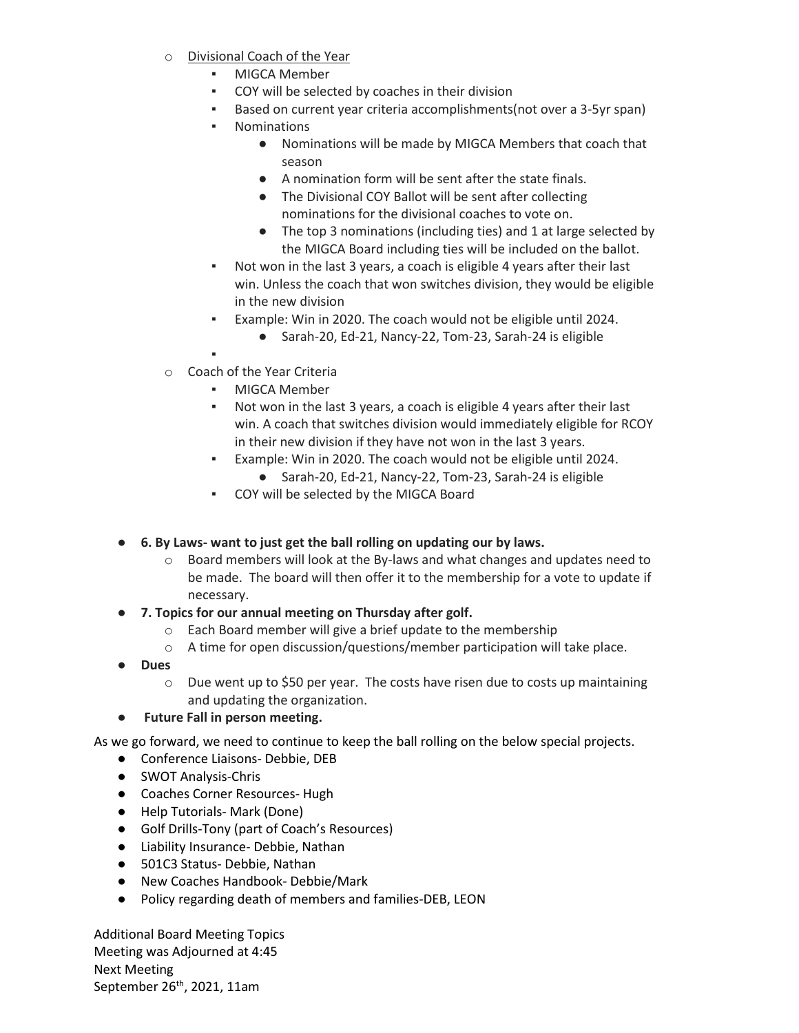- Divisional Coach of the Year
  - MIGCA Member
  - COY will be selected by coaches in their division
  - Based on current year criteria accomplishments(not over a 3-5yr span)
  - Nominations
    - Nominations will be made by MIGCA Members that coach that season
    - A nomination form will be sent after the state finals.
    - The Divisional COY Ballot will be sent after collecting nominations for the divisional coaches to vote on.
    - The top 3 nominations (including ties) and 1 at large selected by the MIGCA Board including ties will be included on the ballot.
  - Not won in the last 3 years, a coach is eligible 4 years after their last win. Unless the coach that won switches division, they would be eligible in the new division
  - Example: Win in 2020. The coach would not be eligible until 2024.
    - Sarah-20, Ed-21, Nancy-22, Tom-23, Sarah-24 is eligible
  -
- Coach of the Year Criteria
  - MIGCA Member
  - Not won in the last 3 years, a coach is eligible 4 years after their last win. A coach that switches division would immediately eligible for RCOY in their new division if they have not won in the last 3 years.
  - Example: Win in 2020. The coach would not be eligible until 2024.
    - Sarah-20, Ed-21, Nancy-22, Tom-23, Sarah-24 is eligible
  - COY will be selected by the MIGCA Board

- **6. By Laws- want to just get the ball rolling on updating our by laws.**
  - Board members will look at the By-laws and what changes and updates need to be made. The board will then offer it to the membership for a vote to update if necessary.
- **7. Topics for our annual meeting on Thursday after golf.**
  - Each Board member will give a brief update to the membership
  - A time for open discussion/questions/member participation will take place.
- **Dues**
  - Due went up to $50 per year. The costs have risen due to costs up maintaining and updating the organization.
- **Future Fall in person meeting.**

As we go forward, we need to continue to keep the ball rolling on the below special projects.

- Conference Liaisons- Debbie, DEB
- SWOT Analysis-Chris
- Coaches Corner Resources- Hugh
- Help Tutorials- Mark (Done)
- Golf Drills-Tony (part of Coach's Resources)
- Liability Insurance- Debbie, Nathan
- 501C3 Status- Debbie, Nathan
- New Coaches Handbook- Debbie/Mark
- Policy regarding death of members and families-DEB, LEON

Additional Board Meeting Topics
Meeting was Adjourned at 4:45
Next Meeting
September 26th, 2021, 11am